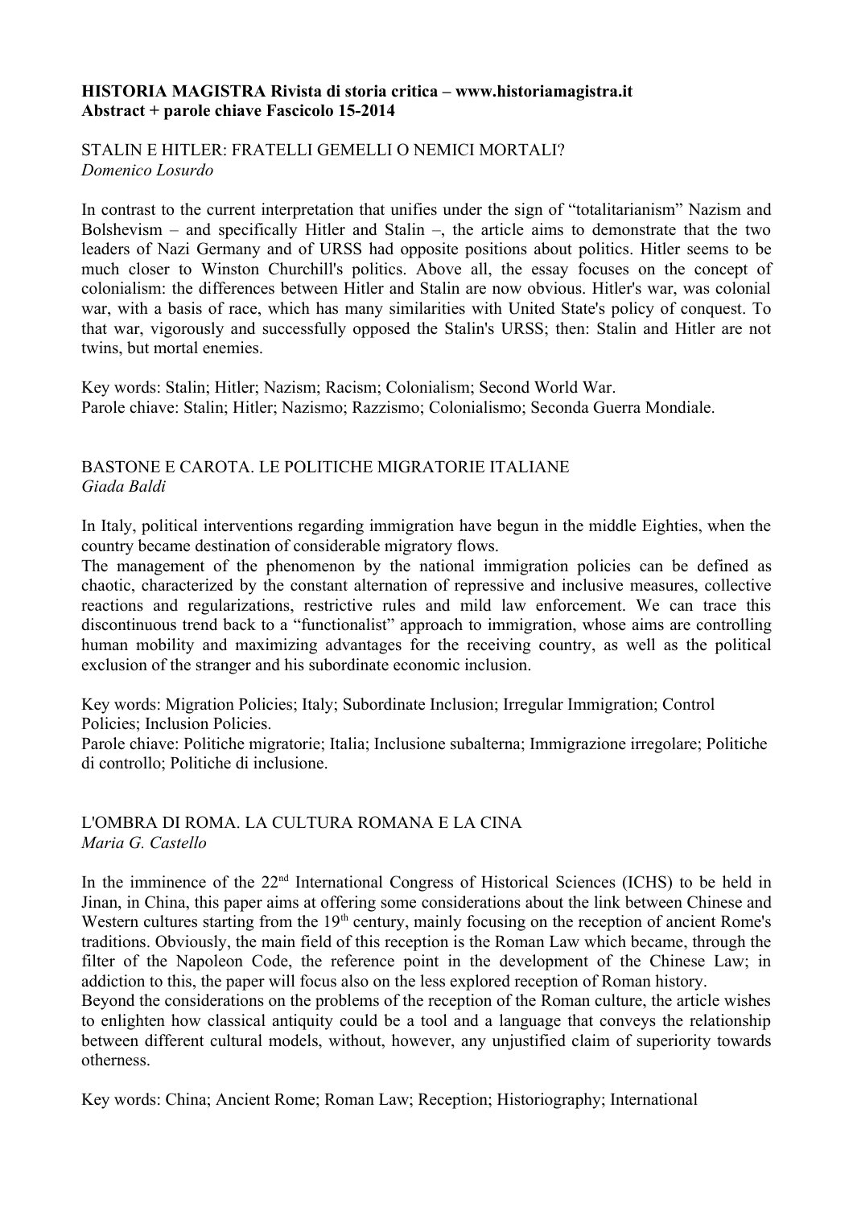**HISTORIA MAGISTRA Rivista di storia critica – www.historiamagistra.it**
**Abstract + parole chiave Fascicolo 15-2014**

STALIN E HITLER: FRATELLI GEMELLI O NEMICI MORTALI?
*Domenico Losurdo*

In contrast to the current interpretation that unifies under the sign of "totalitarianism" Nazism and Bolshevism – and specifically Hitler and Stalin –, the article aims to demonstrate that the two leaders of Nazi Germany and of URSS had opposite positions about politics. Hitler seems to be much closer to Winston Churchill's politics. Above all, the essay focuses on the concept of colonialism: the differences between Hitler and Stalin are now obvious. Hitler's war, was colonial war, with a basis of race, which has many similarities with United State's policy of conquest. To that war, vigorously and successfully opposed the Stalin's URSS; then: Stalin and Hitler are not twins, but mortal enemies.

Key words: Stalin; Hitler; Nazism; Racism; Colonialism; Second World War.
Parole chiave: Stalin; Hitler; Nazismo; Razzismo; Colonialismo; Seconda Guerra Mondiale.

BASTONE E CAROTA. LE POLITICHE MIGRATORIE ITALIANE
*Giada Baldi*

In Italy, political interventions regarding immigration have begun in the middle Eighties, when the country became destination of considerable migratory flows.
The management of the phenomenon by the national immigration policies can be defined as chaotic, characterized by the constant alternation of repressive and inclusive measures, collective reactions and regularizations, restrictive rules and mild law enforcement. We can trace this discontinuous trend back to a "functionalist" approach to immigration, whose aims are controlling human mobility and maximizing advantages for the receiving country, as well as the political exclusion of the stranger and his subordinate economic inclusion.

Key words: Migration Policies; Italy; Subordinate Inclusion; Irregular Immigration; Control Policies; Inclusion Policies.
Parole chiave: Politiche migratorie; Italia; Inclusione subalterna; Immigrazione irregolare; Politiche di controllo; Politiche di inclusione.

L'OMBRA DI ROMA. LA CULTURA ROMANA E LA CINA
*Maria G. Castello*

In the imminence of the 22nd International Congress of Historical Sciences (ICHS) to be held in Jinan, in China, this paper aims at offering some considerations about the link between Chinese and Western cultures starting from the 19th century, mainly focusing on the reception of ancient Rome's traditions. Obviously, the main field of this reception is the Roman Law which became, through the filter of the Napoleon Code, the reference point in the development of the Chinese Law; in addiction to this, the paper will focus also on the less explored reception of Roman history.
Beyond the considerations on the problems of the reception of the Roman culture, the article wishes to enlighten how classical antiquity could be a tool and a language that conveys the relationship between different cultural models, without, however, any unjustified claim of superiority towards otherness.

Key words: China; Ancient Rome; Roman Law; Reception; Historiography; International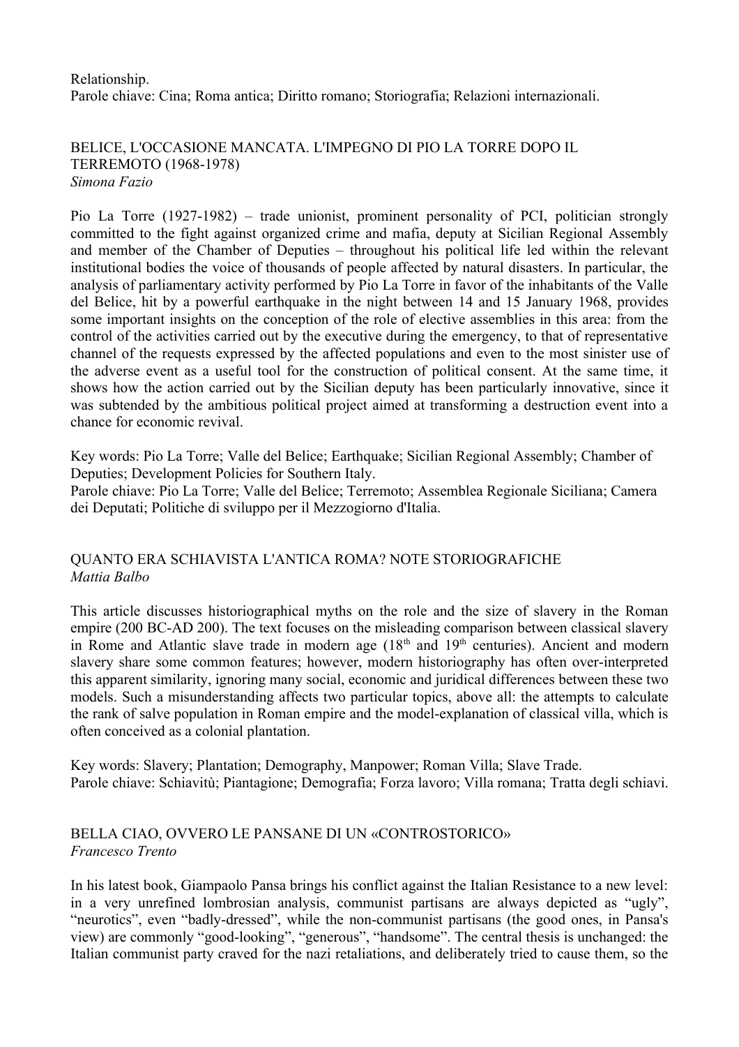Relationship.
Parole chiave: Cina; Roma antica; Diritto romano; Storiografia; Relazioni internazionali.

## BELICE, L'OCCASIONE MANCATA. L'IMPEGNO DI PIO LA TORRE DOPO IL TERREMOTO (1968-1978)

*Simona Fazio*

Pio La Torre (1927-1982) – trade unionist, prominent personality of PCI, politician strongly committed to the fight against organized crime and mafia, deputy at Sicilian Regional Assembly and member of the Chamber of Deputies – throughout his political life led within the relevant institutional bodies the voice of thousands of people affected by natural disasters. In particular, the analysis of parliamentary activity performed by Pio La Torre in favor of the inhabitants of the Valle del Belice, hit by a powerful earthquake in the night between 14 and 15 January 1968, provides some important insights on the conception of the role of elective assemblies in this area: from the control of the activities carried out by the executive during the emergency, to that of representative channel of the requests expressed by the affected populations and even to the most sinister use of the adverse event as a useful tool for the construction of political consent. At the same time, it shows how the action carried out by the Sicilian deputy has been particularly innovative, since it was subtended by the ambitious political project aimed at transforming a destruction event into a chance for economic revival.

Key words: Pio La Torre; Valle del Belice; Earthquake; Sicilian Regional Assembly; Chamber of Deputies; Development Policies for Southern Italy.
Parole chiave: Pio La Torre; Valle del Belice; Terremoto; Assemblea Regionale Siciliana; Camera dei Deputati; Politiche di sviluppo per il Mezzogiorno d'Italia.

## QUANTO ERA SCHIAVISTA L'ANTICA ROMA? NOTE STORIOGRAFICHE

*Mattia Balbo*

This article discusses historiographical myths on the role and the size of slavery in the Roman empire (200 BC-AD 200). The text focuses on the misleading comparison between classical slavery in Rome and Atlantic slave trade in modern age (18th and 19th centuries). Ancient and modern slavery share some common features; however, modern historiography has often over-interpreted this apparent similarity, ignoring many social, economic and juridical differences between these two models. Such a misunderstanding affects two particular topics, above all: the attempts to calculate the rank of salve population in Roman empire and the model-explanation of classical villa, which is often conceived as a colonial plantation.

Key words: Slavery; Plantation; Demography, Manpower; Roman Villa; Slave Trade.
Parole chiave: Schiavitù; Piantagione; Demografia; Forza lavoro; Villa romana; Tratta degli schiavi.

## BELLA CIAO, OVVERO LE PANSANE DI UN «CONTROSTORICO»

*Francesco Trento*

In his latest book, Giampaolo Pansa brings his conflict against the Italian Resistance to a new level: in a very unrefined lombrosian analysis, communist partisans are always depicted as "ugly", "neurotics", even "badly-dressed", while the non-communist partisans (the good ones, in Pansa's view) are commonly "good-looking", "generous", "handsome". The central thesis is unchanged: the Italian communist party craved for the nazi retaliations, and deliberately tried to cause them, so the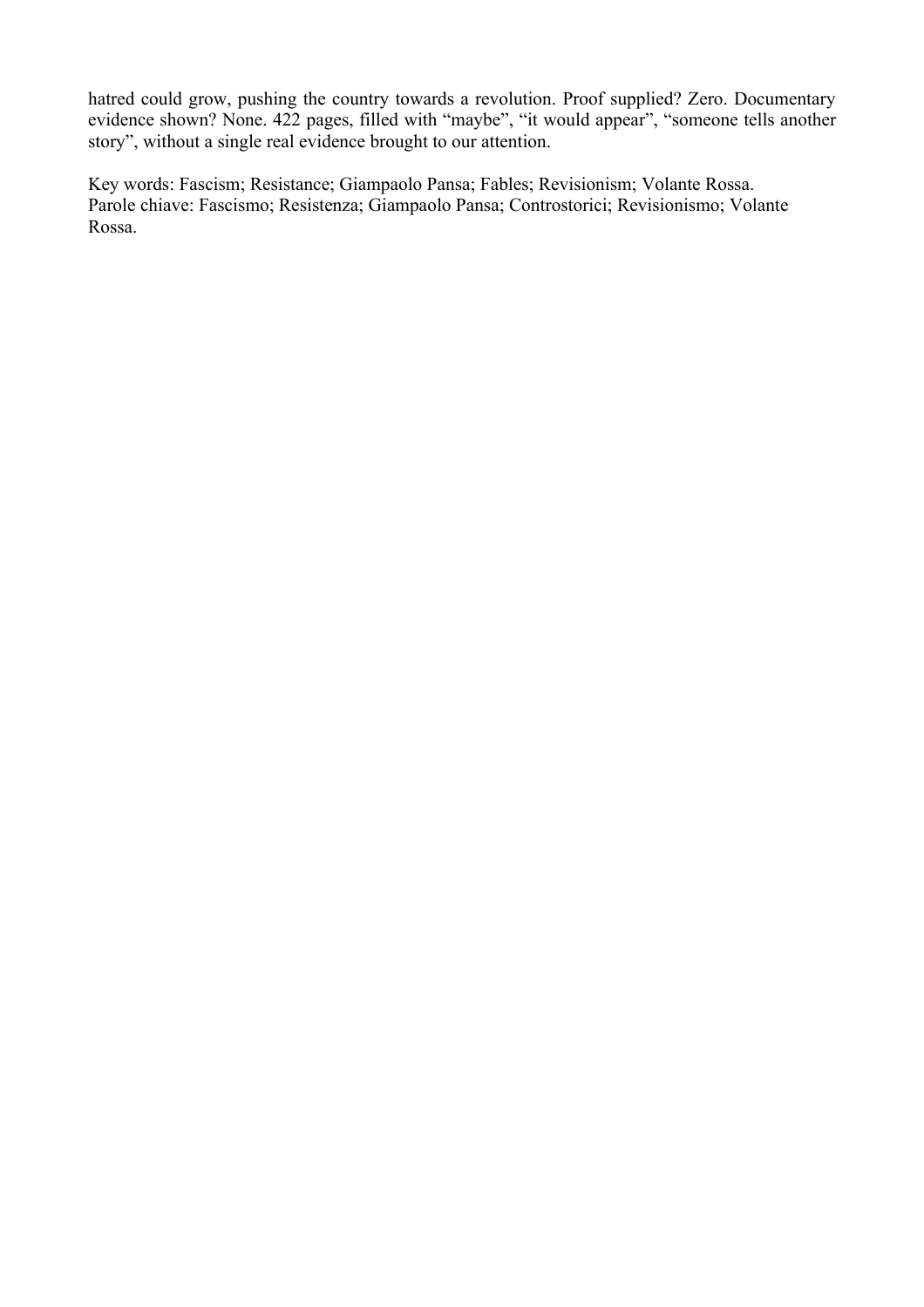hatred could grow, pushing the country towards a revolution. Proof supplied? Zero. Documentary evidence shown? None. 422 pages, filled with "maybe", "it would appear", "someone tells another story", without a single real evidence brought to our attention.

Key words: Fascism; Resistance; Giampaolo Pansa; Fables; Revisionism; Volante Rossa.
Parole chiave: Fascismo; Resistenza; Giampaolo Pansa; Controstorici; Revisionismo; Volante Rossa.